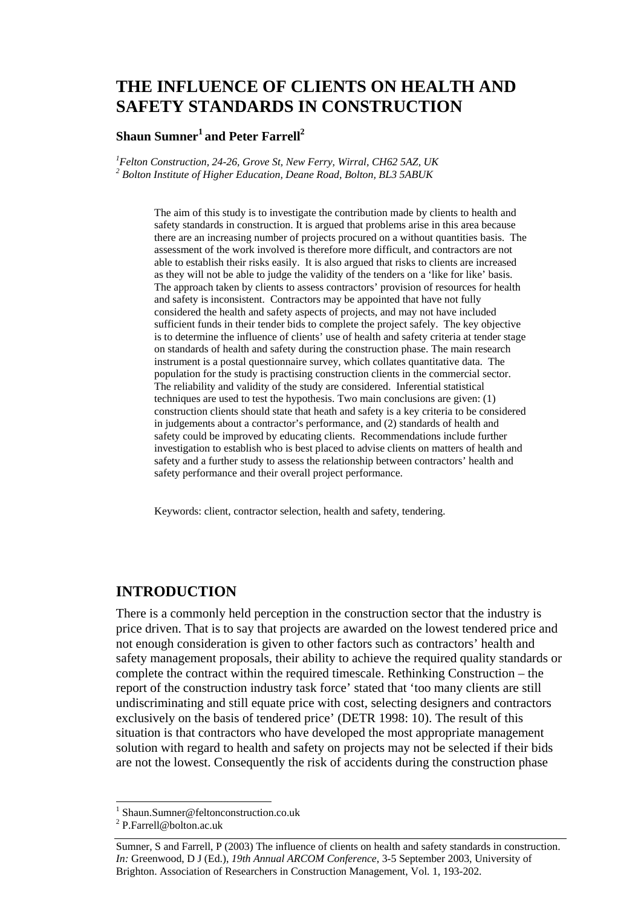# THE INFLUENCE OF CLIENTS ON HEALTH AND SAFETY STANDARDS IN CONSTRUCTION

**Shaun Sumner[1] and Peter Farrell[2]**

*[1]Felton Construction, 24-26, Grove St, New Ferry, Wirral, CH62 5AZ, UK*
*[2] Bolton Institute of Higher Education, Deane Road, Bolton, BL3 5ABUK*

The aim of this study is to investigate the contribution made by clients to health and safety standards in construction. It is argued that problems arise in this area because there are an increasing number of projects procured on a without quantities basis. The assessment of the work involved is therefore more difficult, and contractors are not able to establish their risks easily. It is also argued that risks to clients are increased as they will not be able to judge the validity of the tenders on a 'like for like' basis. The approach taken by clients to assess contractors' provision of resources for health and safety is inconsistent. Contractors may be appointed that have not fully considered the health and safety aspects of projects, and may not have included sufficient funds in their tender bids to complete the project safely. The key objective is to determine the influence of clients' use of health and safety criteria at tender stage on standards of health and safety during the construction phase. The main research instrument is a postal questionnaire survey, which collates quantitative data. The population for the study is practising construction clients in the commercial sector. The reliability and validity of the study are considered. Inferential statistical techniques are used to test the hypothesis. Two main conclusions are given: (1) construction clients should state that heath and safety is a key criteria to be considered in judgements about a contractor's performance, and (2) standards of health and safety could be improved by educating clients. Recommendations include further investigation to establish who is best placed to advise clients on matters of health and safety and a further study to assess the relationship between contractors' health and safety performance and their overall project performance.

Keywords: client, contractor selection, health and safety, tendering.

## INTRODUCTION

There is a commonly held perception in the construction sector that the industry is price driven. That is to say that projects are awarded on the lowest tendered price and not enough consideration is given to other factors such as contractors' health and safety management proposals, their ability to achieve the required quality standards or complete the contract within the required timescale. Rethinking Construction – the report of the construction industry task force' stated that 'too many clients are still undiscriminating and still equate price with cost, selecting designers and contractors exclusively on the basis of tendered price' (DETR 1998: 10). The result of this situation is that contractors who have developed the most appropriate management solution with regard to health and safety on projects may not be selected if their bids are not the lowest. Consequently the risk of accidents during the construction phase

[1] Shaun.Sumner@feltonconstruction.co.uk
[2] P.Farrell@bolton.ac.uk

Sumner, S and Farrell, P (2003) The influence of clients on health and safety standards in construction. *In:* Greenwood, D J (Ed.), *19th Annual ARCOM Conference*, 3-5 September 2003, University of Brighton. Association of Researchers in Construction Management, Vol. 1, 193-202.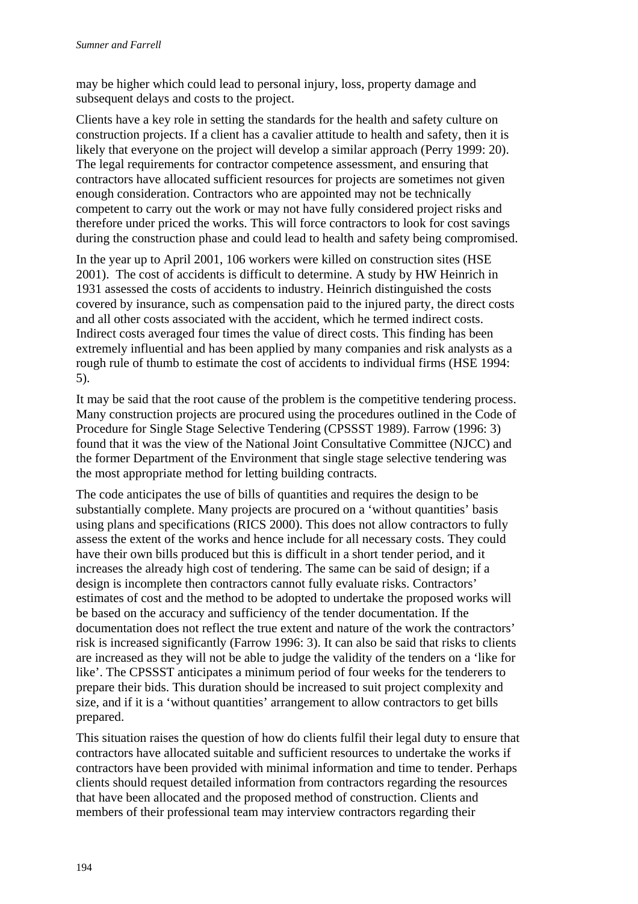may be higher which could lead to personal injury, loss, property damage and subsequent delays and costs to the project.

Clients have a key role in setting the standards for the health and safety culture on construction projects. If a client has a cavalier attitude to health and safety, then it is likely that everyone on the project will develop a similar approach (Perry 1999: 20). The legal requirements for contractor competence assessment, and ensuring that contractors have allocated sufficient resources for projects are sometimes not given enough consideration. Contractors who are appointed may not be technically competent to carry out the work or may not have fully considered project risks and therefore under priced the works. This will force contractors to look for cost savings during the construction phase and could lead to health and safety being compromised.

In the year up to April 2001, 106 workers were killed on construction sites (HSE 2001). The cost of accidents is difficult to determine. A study by HW Heinrich in 1931 assessed the costs of accidents to industry. Heinrich distinguished the costs covered by insurance, such as compensation paid to the injured party, the direct costs and all other costs associated with the accident, which he termed indirect costs. Indirect costs averaged four times the value of direct costs. This finding has been extremely influential and has been applied by many companies and risk analysts as a rough rule of thumb to estimate the cost of accidents to individual firms (HSE 1994: 5).

It may be said that the root cause of the problem is the competitive tendering process. Many construction projects are procured using the procedures outlined in the Code of Procedure for Single Stage Selective Tendering (CPSSST 1989). Farrow (1996: 3) found that it was the view of the National Joint Consultative Committee (NJCC) and the former Department of the Environment that single stage selective tendering was the most appropriate method for letting building contracts.

The code anticipates the use of bills of quantities and requires the design to be substantially complete. Many projects are procured on a 'without quantities' basis using plans and specifications (RICS 2000). This does not allow contractors to fully assess the extent of the works and hence include for all necessary costs. They could have their own bills produced but this is difficult in a short tender period, and it increases the already high cost of tendering. The same can be said of design; if a design is incomplete then contractors cannot fully evaluate risks. Contractors' estimates of cost and the method to be adopted to undertake the proposed works will be based on the accuracy and sufficiency of the tender documentation. If the documentation does not reflect the true extent and nature of the work the contractors' risk is increased significantly (Farrow 1996: 3). It can also be said that risks to clients are increased as they will not be able to judge the validity of the tenders on a 'like for like'. The CPSSST anticipates a minimum period of four weeks for the tenderers to prepare their bids. This duration should be increased to suit project complexity and size, and if it is a 'without quantities' arrangement to allow contractors to get bills prepared.

This situation raises the question of how do clients fulfil their legal duty to ensure that contractors have allocated suitable and sufficient resources to undertake the works if contractors have been provided with minimal information and time to tender. Perhaps clients should request detailed information from contractors regarding the resources that have been allocated and the proposed method of construction. Clients and members of their professional team may interview contractors regarding their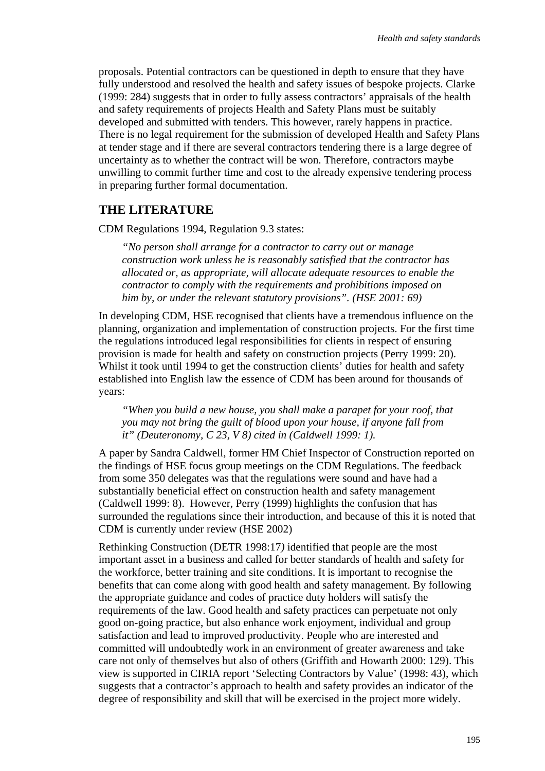proposals. Potential contractors can be questioned in depth to ensure that they have fully understood and resolved the health and safety issues of bespoke projects. Clarke (1999: 284) suggests that in order to fully assess contractors' appraisals of the health and safety requirements of projects Health and Safety Plans must be suitably developed and submitted with tenders. This however, rarely happens in practice. There is no legal requirement for the submission of developed Health and Safety Plans at tender stage and if there are several contractors tendering there is a large degree of uncertainty as to whether the contract will be won. Therefore, contractors maybe unwilling to commit further time and cost to the already expensive tendering process in preparing further formal documentation.

## THE LITERATURE

CDM Regulations 1994, Regulation 9.3 states:

> *"No person shall arrange for a contractor to carry out or manage construction work unless he is reasonably satisfied that the contractor has allocated or, as appropriate, will allocate adequate resources to enable the contractor to comply with the requirements and prohibitions imposed on him by, or under the relevant statutory provisions". (HSE 2001: 69)*

In developing CDM, HSE recognised that clients have a tremendous influence on the planning, organization and implementation of construction projects. For the first time the regulations introduced legal responsibilities for clients in respect of ensuring provision is made for health and safety on construction projects (Perry 1999: 20). Whilst it took until 1994 to get the construction clients' duties for health and safety established into English law the essence of CDM has been around for thousands of years:

> *"When you build a new house, you shall make a parapet for your roof, that you may not bring the guilt of blood upon your house, if anyone fall from it" (Deuteronomy, C 23, V 8) cited in (Caldwell 1999: 1).*

A paper by Sandra Caldwell, former HM Chief Inspector of Construction reported on the findings of HSE focus group meetings on the CDM Regulations. The feedback from some 350 delegates was that the regulations were sound and have had a substantially beneficial effect on construction health and safety management (Caldwell 1999: 8). However, Perry (1999) highlights the confusion that has surrounded the regulations since their introduction, and because of this it is noted that CDM is currently under review (HSE 2002)

Rethinking Construction (DETR 1998:17*)* identified that people are the most important asset in a business and called for better standards of health and safety for the workforce, better training and site conditions. It is important to recognise the benefits that can come along with good health and safety management. By following the appropriate guidance and codes of practice duty holders will satisfy the requirements of the law. Good health and safety practices can perpetuate not only good on-going practice, but also enhance work enjoyment, individual and group satisfaction and lead to improved productivity. People who are interested and committed will undoubtedly work in an environment of greater awareness and take care not only of themselves but also of others (Griffith and Howarth 2000: 129). This view is supported in CIRIA report 'Selecting Contractors by Value' (1998: 43), which suggests that a contractor's approach to health and safety provides an indicator of the degree of responsibility and skill that will be exercised in the project more widely.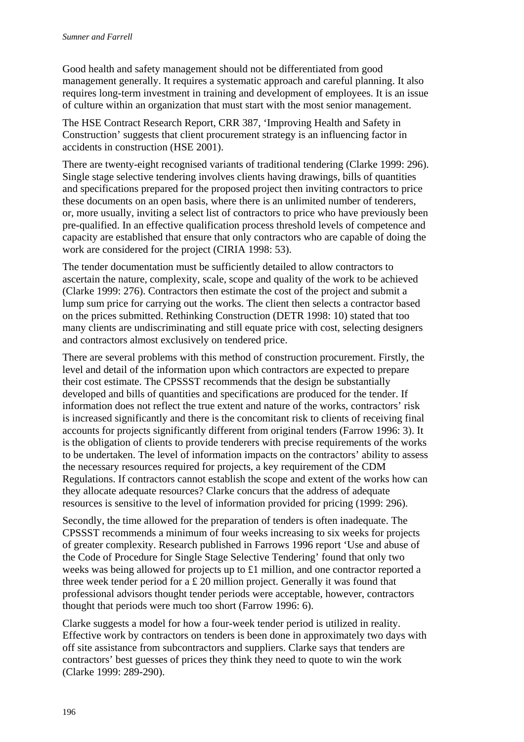Good health and safety management should not be differentiated from good management generally. It requires a systematic approach and careful planning. It also requires long-term investment in training and development of employees. It is an issue of culture within an organization that must start with the most senior management.

The HSE Contract Research Report, CRR 387, 'Improving Health and Safety in Construction' suggests that client procurement strategy is an influencing factor in accidents in construction (HSE 2001).

There are twenty-eight recognised variants of traditional tendering (Clarke 1999: 296). Single stage selective tendering involves clients having drawings, bills of quantities and specifications prepared for the proposed project then inviting contractors to price these documents on an open basis, where there is an unlimited number of tenderers, or, more usually, inviting a select list of contractors to price who have previously been pre-qualified. In an effective qualification process threshold levels of competence and capacity are established that ensure that only contractors who are capable of doing the work are considered for the project (CIRIA 1998: 53).

The tender documentation must be sufficiently detailed to allow contractors to ascertain the nature, complexity, scale, scope and quality of the work to be achieved (Clarke 1999: 276). Contractors then estimate the cost of the project and submit a lump sum price for carrying out the works. The client then selects a contractor based on the prices submitted. Rethinking Construction (DETR 1998: 10) stated that too many clients are undiscriminating and still equate price with cost, selecting designers and contractors almost exclusively on tendered price.

There are several problems with this method of construction procurement. Firstly, the level and detail of the information upon which contractors are expected to prepare their cost estimate. The CPSSST recommends that the design be substantially developed and bills of quantities and specifications are produced for the tender. If information does not reflect the true extent and nature of the works, contractors' risk is increased significantly and there is the concomitant risk to clients of receiving final accounts for projects significantly different from original tenders (Farrow 1996: 3). It is the obligation of clients to provide tenderers with precise requirements of the works to be undertaken. The level of information impacts on the contractors' ability to assess the necessary resources required for projects, a key requirement of the CDM Regulations. If contractors cannot establish the scope and extent of the works how can they allocate adequate resources? Clarke concurs that the address of adequate resources is sensitive to the level of information provided for pricing (1999: 296).

Secondly, the time allowed for the preparation of tenders is often inadequate. The CPSSST recommends a minimum of four weeks increasing to six weeks for projects of greater complexity. Research published in Farrows 1996 report 'Use and abuse of the Code of Procedure for Single Stage Selective Tendering' found that only two weeks was being allowed for projects up to £1 million, and one contractor reported a three week tender period for a £ 20 million project. Generally it was found that professional advisors thought tender periods were acceptable, however, contractors thought that periods were much too short (Farrow 1996: 6).

Clarke suggests a model for how a four-week tender period is utilized in reality. Effective work by contractors on tenders is been done in approximately two days with off site assistance from subcontractors and suppliers. Clarke says that tenders are contractors' best guesses of prices they think they need to quote to win the work (Clarke 1999: 289-290).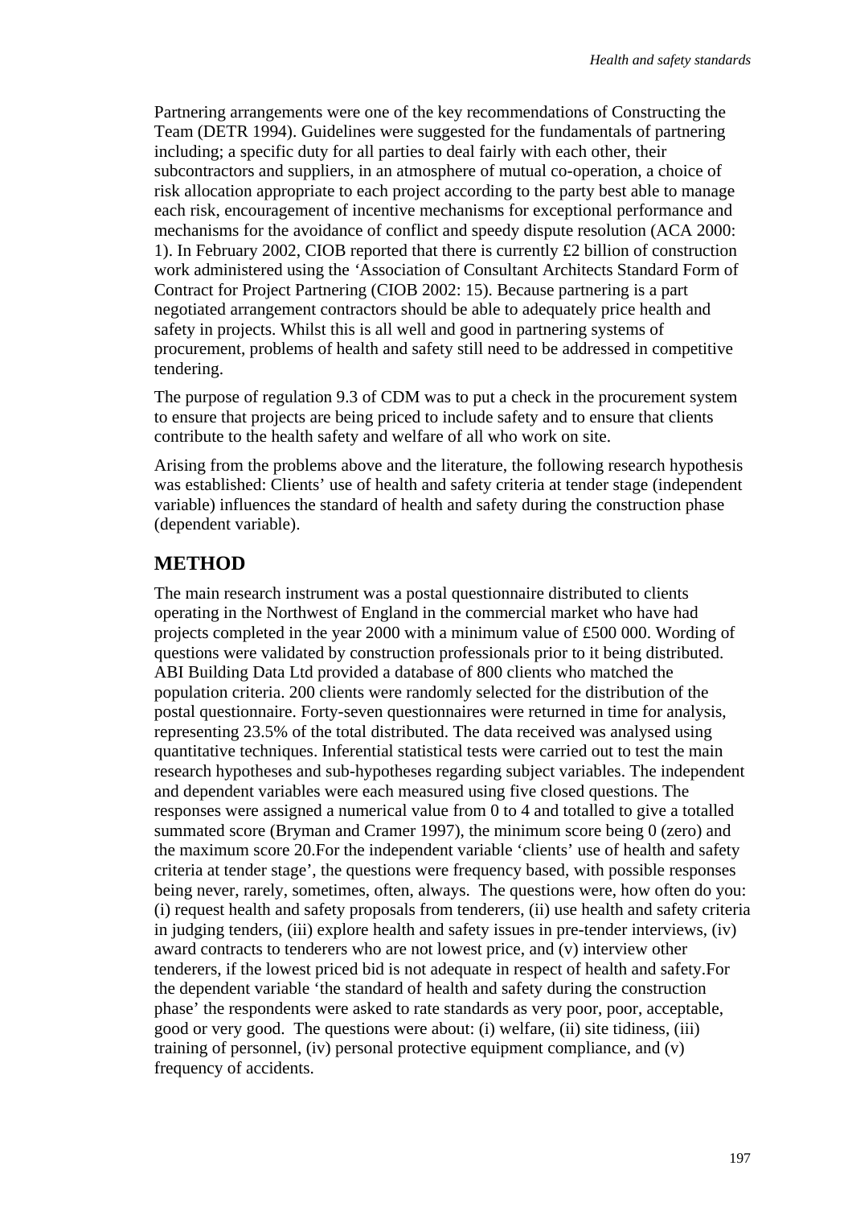Partnering arrangements were one of the key recommendations of Constructing the Team (DETR 1994). Guidelines were suggested for the fundamentals of partnering including; a specific duty for all parties to deal fairly with each other, their subcontractors and suppliers, in an atmosphere of mutual co-operation, a choice of risk allocation appropriate to each project according to the party best able to manage each risk, encouragement of incentive mechanisms for exceptional performance and mechanisms for the avoidance of conflict and speedy dispute resolution (ACA 2000: 1). In February 2002, CIOB reported that there is currently £2 billion of construction work administered using the 'Association of Consultant Architects Standard Form of Contract for Project Partnering (CIOB 2002: 15). Because partnering is a part negotiated arrangement contractors should be able to adequately price health and safety in projects. Whilst this is all well and good in partnering systems of procurement, problems of health and safety still need to be addressed in competitive tendering.

The purpose of regulation 9.3 of CDM was to put a check in the procurement system to ensure that projects are being priced to include safety and to ensure that clients contribute to the health safety and welfare of all who work on site.

Arising from the problems above and the literature, the following research hypothesis was established: Clients' use of health and safety criteria at tender stage (independent variable) influences the standard of health and safety during the construction phase (dependent variable).

## METHOD

The main research instrument was a postal questionnaire distributed to clients operating in the Northwest of England in the commercial market who have had projects completed in the year 2000 with a minimum value of £500 000. Wording of questions were validated by construction professionals prior to it being distributed. ABI Building Data Ltd provided a database of 800 clients who matched the population criteria. 200 clients were randomly selected for the distribution of the postal questionnaire. Forty-seven questionnaires were returned in time for analysis, representing 23.5% of the total distributed. The data received was analysed using quantitative techniques. Inferential statistical tests were carried out to test the main research hypotheses and sub-hypotheses regarding subject variables. The independent and dependent variables were each measured using five closed questions. The responses were assigned a numerical value from 0 to 4 and totalled to give a totalled summated score (Bryman and Cramer 1997), the minimum score being 0 (zero) and the maximum score 20.For the independent variable 'clients' use of health and safety criteria at tender stage', the questions were frequency based, with possible responses being never, rarely, sometimes, often, always. The questions were, how often do you: (i) request health and safety proposals from tenderers, (ii) use health and safety criteria in judging tenders, (iii) explore health and safety issues in pre-tender interviews, (iv) award contracts to tenderers who are not lowest price, and (v) interview other tenderers, if the lowest priced bid is not adequate in respect of health and safety.For the dependent variable 'the standard of health and safety during the construction phase' the respondents were asked to rate standards as very poor, poor, acceptable, good or very good. The questions were about: (i) welfare, (ii) site tidiness, (iii) training of personnel, (iv) personal protective equipment compliance, and (v) frequency of accidents.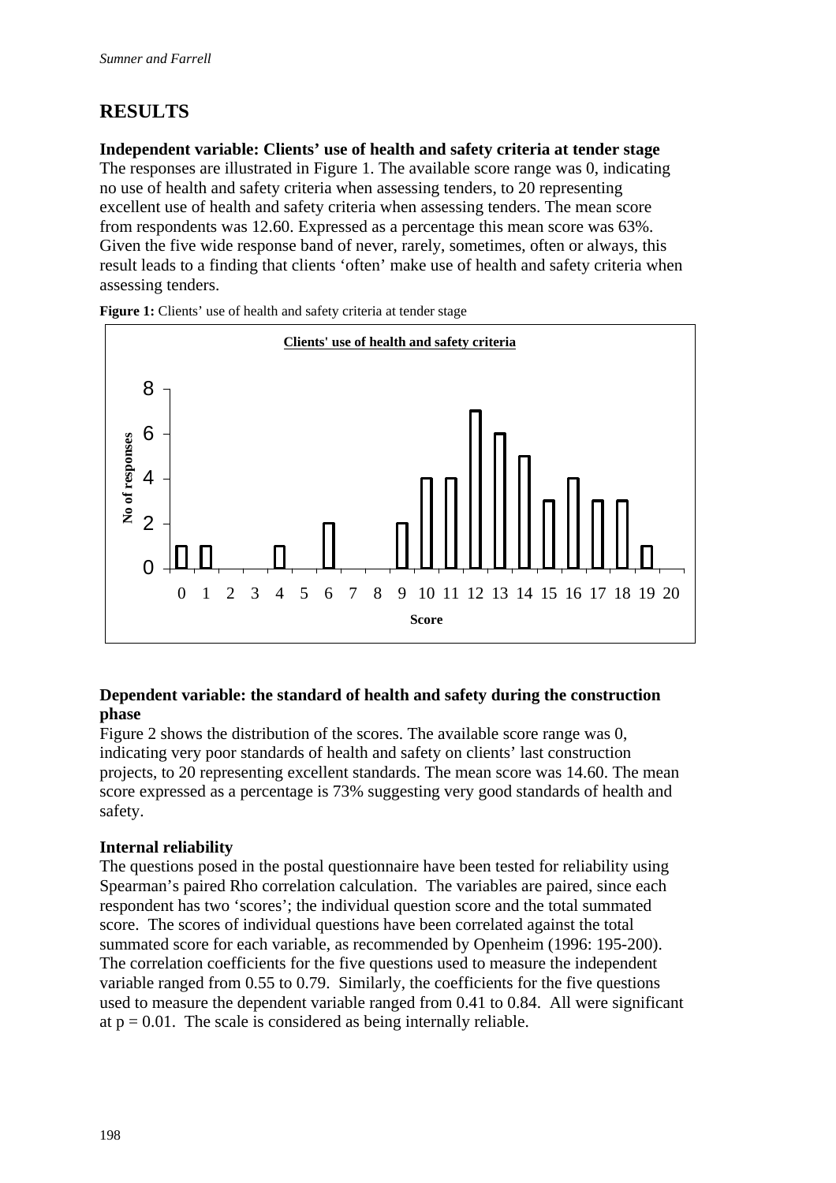## RESULTS

**Independent variable: Clients' use of health and safety criteria at tender stage**

The responses are illustrated in Figure 1. The available score range was 0, indicating no use of health and safety criteria when assessing tenders, to 20 representing excellent use of health and safety criteria when assessing tenders. The mean score from respondents was 12.60. Expressed as a percentage this mean score was 63%. Given the five wide response band of never, rarely, sometimes, often or always, this result leads to a finding that clients 'often' make use of health and safety criteria when assessing tenders.

**Figure 1:** Clients' use of health and safety criteria at tender stage

**Dependent variable: the standard of health and safety during the construction phase**

Figure 2 shows the distribution of the scores. The available score range was 0, indicating very poor standards of health and safety on clients' last construction projects, to 20 representing excellent standards. The mean score was 14.60. The mean score expressed as a percentage is 73% suggesting very good standards of health and safety.

**Internal reliability**

The questions posed in the postal questionnaire have been tested for reliability using Spearman's paired Rho correlation calculation. The variables are paired, since each respondent has two 'scores'; the individual question score and the total summated score. The scores of individual questions have been correlated against the total summated score for each variable, as recommended by Openheim (1996: 195-200). The correlation coefficients for the five questions used to measure the independent variable ranged from 0.55 to 0.79. Similarly, the coefficients for the five questions used to measure the dependent variable ranged from 0.41 to 0.84. All were significant at $p = 0.01$. The scale is considered as being internally reliable.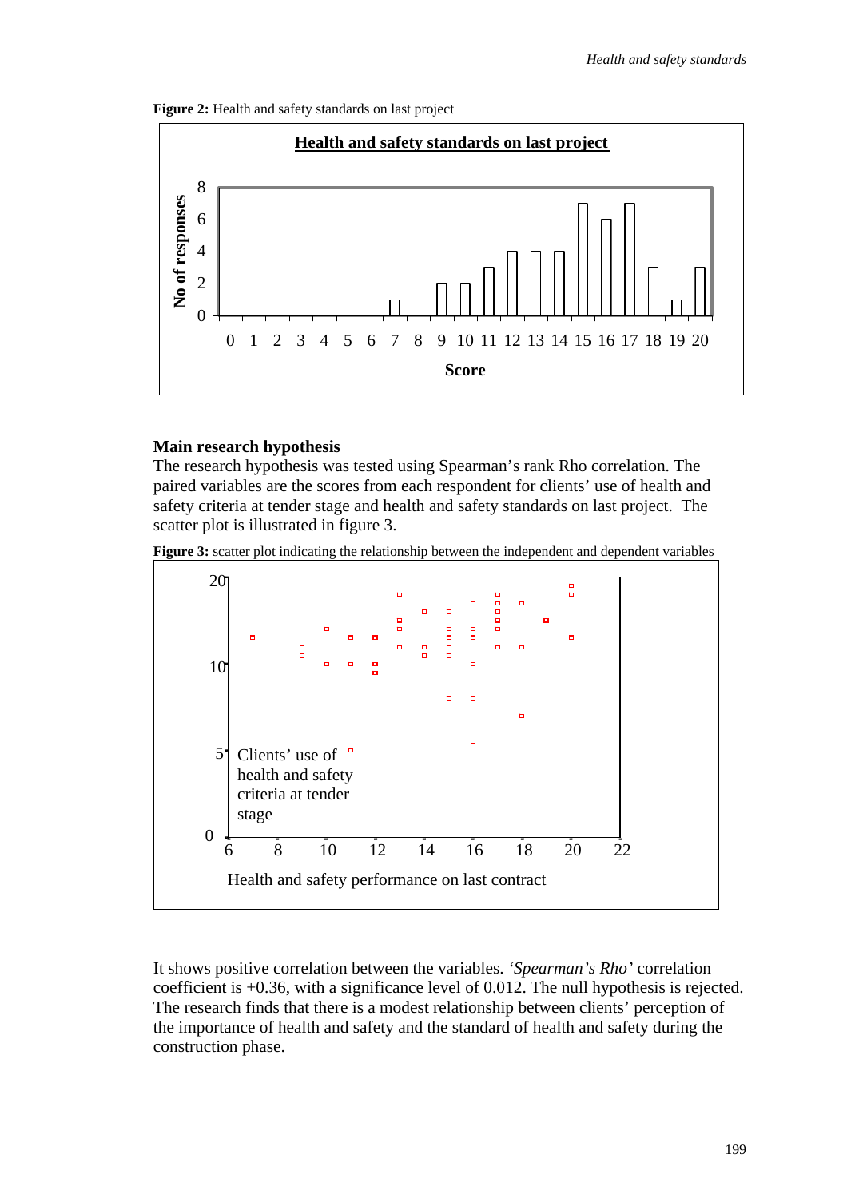**Figure 2:** Health and safety standards on last project

**Main research hypothesis**

The research hypothesis was tested using Spearman's rank Rho correlation. The paired variables are the scores from each respondent for clients' use of health and safety criteria at tender stage and health and safety standards on last project. The scatter plot is illustrated in figure 3.

**Figure 3:** scatter plot indicating the relationship between the independent and dependent variables

It shows positive correlation between the variables. '*Spearman's Rho'* correlation coefficient is +0.36, with a significance level of 0.012. The null hypothesis is rejected. The research finds that there is a modest relationship between clients' perception of the importance of health and safety and the standard of health and safety during the construction phase.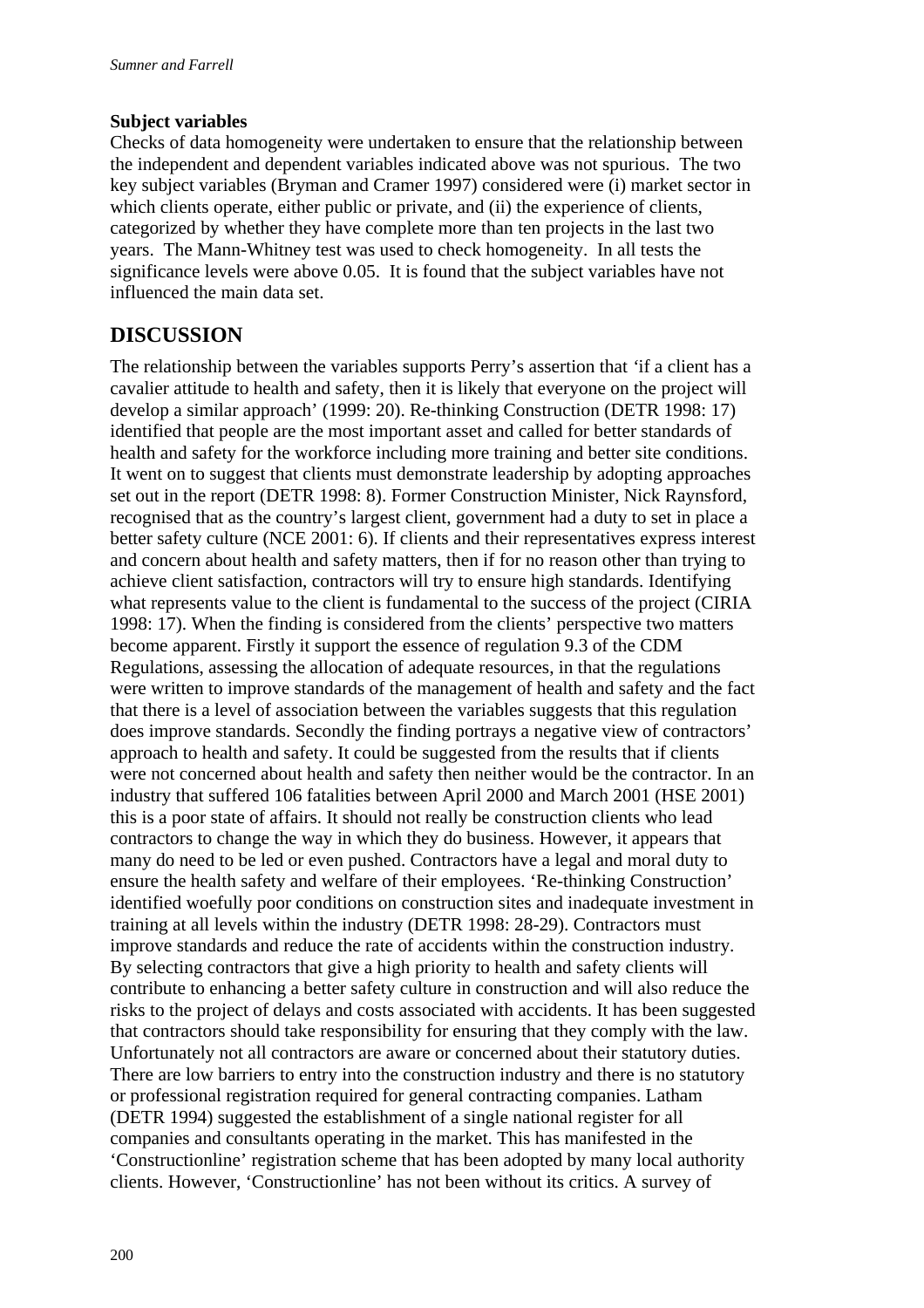**Subject variables**

Checks of data homogeneity were undertaken to ensure that the relationship between the independent and dependent variables indicated above was not spurious. The two key subject variables (Bryman and Cramer 1997) considered were (i) market sector in which clients operate, either public or private, and (ii) the experience of clients, categorized by whether they have complete more than ten projects in the last two years. The Mann-Whitney test was used to check homogeneity. In all tests the significance levels were above 0.05. It is found that the subject variables have not influenced the main data set.

## DISCUSSION

The relationship between the variables supports Perry's assertion that 'if a client has a cavalier attitude to health and safety, then it is likely that everyone on the project will develop a similar approach' (1999: 20). Re-thinking Construction (DETR 1998: 17) identified that people are the most important asset and called for better standards of health and safety for the workforce including more training and better site conditions. It went on to suggest that clients must demonstrate leadership by adopting approaches set out in the report (DETR 1998: 8). Former Construction Minister, Nick Raynsford, recognised that as the country's largest client, government had a duty to set in place a better safety culture (NCE 2001: 6). If clients and their representatives express interest and concern about health and safety matters, then if for no reason other than trying to achieve client satisfaction, contractors will try to ensure high standards. Identifying what represents value to the client is fundamental to the success of the project (CIRIA 1998: 17). When the finding is considered from the clients' perspective two matters become apparent. Firstly it support the essence of regulation 9.3 of the CDM Regulations, assessing the allocation of adequate resources, in that the regulations were written to improve standards of the management of health and safety and the fact that there is a level of association between the variables suggests that this regulation does improve standards. Secondly the finding portrays a negative view of contractors' approach to health and safety. It could be suggested from the results that if clients were not concerned about health and safety then neither would be the contractor. In an industry that suffered 106 fatalities between April 2000 and March 2001 (HSE 2001) this is a poor state of affairs. It should not really be construction clients who lead contractors to change the way in which they do business. However, it appears that many do need to be led or even pushed. Contractors have a legal and moral duty to ensure the health safety and welfare of their employees. 'Re-thinking Construction' identified woefully poor conditions on construction sites and inadequate investment in training at all levels within the industry (DETR 1998: 28-29). Contractors must improve standards and reduce the rate of accidents within the construction industry. By selecting contractors that give a high priority to health and safety clients will contribute to enhancing a better safety culture in construction and will also reduce the risks to the project of delays and costs associated with accidents. It has been suggested that contractors should take responsibility for ensuring that they comply with the law. Unfortunately not all contractors are aware or concerned about their statutory duties. There are low barriers to entry into the construction industry and there is no statutory or professional registration required for general contracting companies. Latham (DETR 1994) suggested the establishment of a single national register for all companies and consultants operating in the market. This has manifested in the 'Constructionline' registration scheme that has been adopted by many local authority clients. However, 'Constructionline' has not been without its critics. A survey of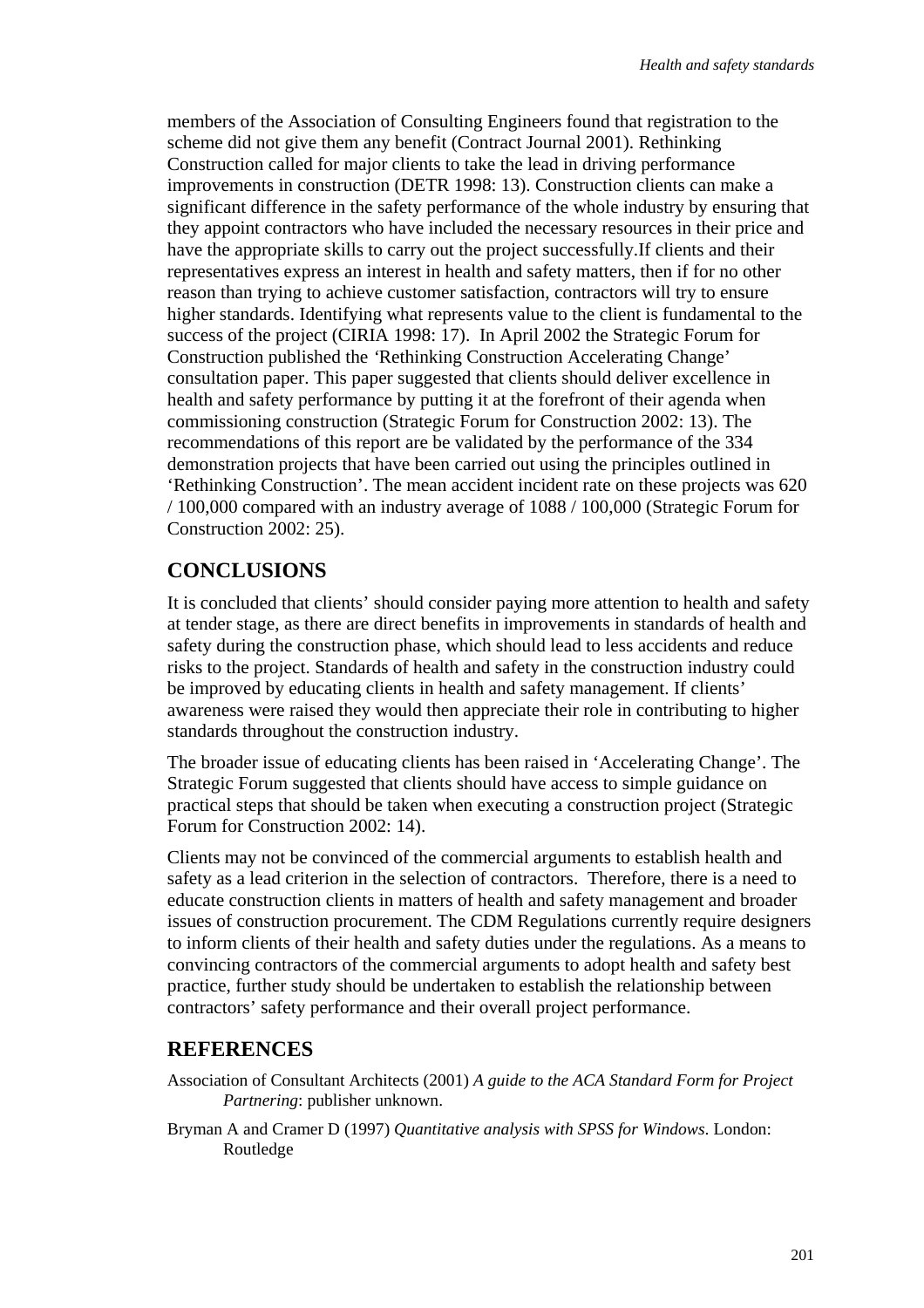members of the Association of Consulting Engineers found that registration to the scheme did not give them any benefit (Contract Journal 2001). Rethinking Construction called for major clients to take the lead in driving performance improvements in construction (DETR 1998: 13). Construction clients can make a significant difference in the safety performance of the whole industry by ensuring that they appoint contractors who have included the necessary resources in their price and have the appropriate skills to carry out the project successfully.If clients and their representatives express an interest in health and safety matters, then if for no other reason than trying to achieve customer satisfaction, contractors will try to ensure higher standards. Identifying what represents value to the client is fundamental to the success of the project (CIRIA 1998: 17). In April 2002 the Strategic Forum for Construction published the 'Rethinking Construction Accelerating Change' consultation paper. This paper suggested that clients should deliver excellence in health and safety performance by putting it at the forefront of their agenda when commissioning construction (Strategic Forum for Construction 2002: 13). The recommendations of this report are be validated by the performance of the 334 demonstration projects that have been carried out using the principles outlined in 'Rethinking Construction'. The mean accident incident rate on these projects was 620 / 100,000 compared with an industry average of 1088 / 100,000 (Strategic Forum for Construction 2002: 25).

## CONCLUSIONS

It is concluded that clients' should consider paying more attention to health and safety at tender stage, as there are direct benefits in improvements in standards of health and safety during the construction phase, which should lead to less accidents and reduce risks to the project. Standards of health and safety in the construction industry could be improved by educating clients in health and safety management. If clients' awareness were raised they would then appreciate their role in contributing to higher standards throughout the construction industry.

The broader issue of educating clients has been raised in 'Accelerating Change'. The Strategic Forum suggested that clients should have access to simple guidance on practical steps that should be taken when executing a construction project (Strategic Forum for Construction 2002: 14).

Clients may not be convinced of the commercial arguments to establish health and safety as a lead criterion in the selection of contractors. Therefore, there is a need to educate construction clients in matters of health and safety management and broader issues of construction procurement. The CDM Regulations currently require designers to inform clients of their health and safety duties under the regulations. As a means to convincing contractors of the commercial arguments to adopt health and safety best practice, further study should be undertaken to establish the relationship between contractors' safety performance and their overall project performance.

## REFERENCES

Association of Consultant Architects (2001) *A guide to the ACA Standard Form for Project Partnering*: publisher unknown.

Bryman A and Cramer D (1997) *Quantitative analysis with SPSS for Windows*. London: Routledge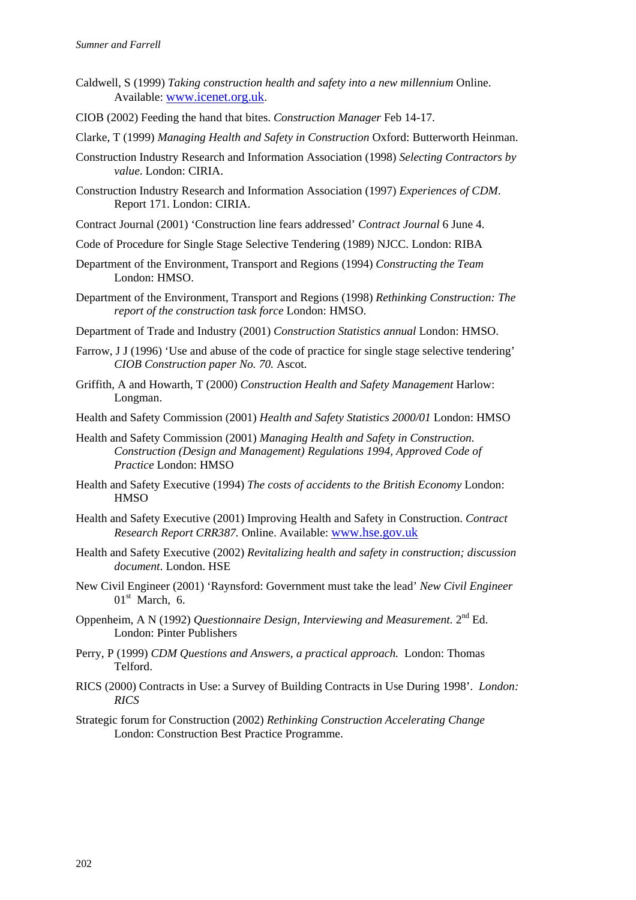Caldwell, S (1999) *Taking construction health and safety into a new millennium* Online. Available: www.icenet.org.uk.

CIOB (2002) Feeding the hand that bites. *Construction Manager* Feb 14-17.

Clarke, T (1999) *Managing Health and Safety in Construction* Oxford: Butterworth Heinman.

Construction Industry Research and Information Association (1998) *Selecting Contractors by value*. London: CIRIA.

Construction Industry Research and Information Association (1997) *Experiences of CDM*. Report 171. London: CIRIA.

Contract Journal (2001) 'Construction line fears addressed' *Contract Journal* 6 June 4.

Code of Procedure for Single Stage Selective Tendering (1989) NJCC. London: RIBA

Department of the Environment, Transport and Regions (1994) *Constructing the Team* London: HMSO.

Department of the Environment, Transport and Regions (1998) *Rethinking Construction: The report of the construction task force* London: HMSO.

Department of Trade and Industry (2001) *Construction Statistics annual* London: HMSO.

Farrow, J J (1996) 'Use and abuse of the code of practice for single stage selective tendering' *CIOB Construction paper No. 70.* Ascot.

Griffith, A and Howarth, T (2000) *Construction Health and Safety Management* Harlow: Longman.

Health and Safety Commission (2001) *Health and Safety Statistics 2000/01* London: HMSO

Health and Safety Commission (2001) *Managing Health and Safety in Construction. Construction (Design and Management) Regulations 1994, Approved Code of Practice* London: HMSO

Health and Safety Executive (1994) *The costs of accidents to the British Economy* London: HMSO

Health and Safety Executive (2001) Improving Health and Safety in Construction. *Contract Research Report CRR387.* Online. Available: www.hse.gov.uk

Health and Safety Executive (2002) *Revitalizing health and safety in construction; discussion document*. London. HSE

New Civil Engineer (2001) 'Raynsford: Government must take the lead' *New Civil Engineer* 01st March, 6.

Oppenheim, A N (1992) *Questionnaire Design, Interviewing and Measurement*. 2nd Ed. London: Pinter Publishers

Perry, P (1999) *CDM Questions and Answers, a practical approach.* London: Thomas Telford.

RICS (2000) Contracts in Use: a Survey of Building Contracts in Use During 1998'. *London: RICS*

Strategic forum for Construction (2002) *Rethinking Construction Accelerating Change* London: Construction Best Practice Programme.